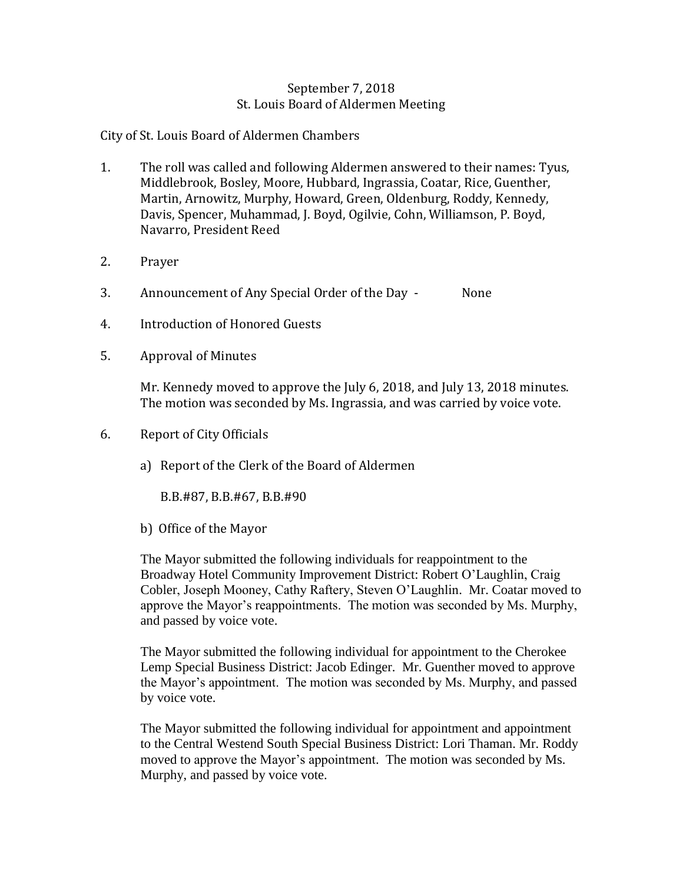September 7, 2018
St. Louis Board of Aldermen Meeting

City of St. Louis Board of Aldermen Chambers

1. The roll was called and following Aldermen answered to their names: Tyus, Middlebrook, Bosley, Moore, Hubbard, Ingrassia, Coatar, Rice, Guenther, Martin, Arnowitz, Murphy, Howard, Green, Oldenburg, Roddy, Kennedy, Davis, Spencer, Muhammad, J. Boyd, Ogilvie, Cohn, Williamson, P. Boyd, Navarro, President Reed

2. Prayer

3. Announcement of Any Special Order of the Day - None

4. Introduction of Honored Guests

5. Approval of Minutes

   Mr. Kennedy moved to approve the July 6, 2018, and July 13, 2018 minutes. The motion was seconded by Ms. Ingrassia, and was carried by voice vote.

6. Report of City Officials

   a) Report of the Clerk of the Board of Aldermen

      B.B.#87, B.B.#67, B.B.#90

   b) Office of the Mayor

   The Mayor submitted the following individuals for reappointment to the Broadway Hotel Community Improvement District: Robert O'Laughlin, Craig Cobler, Joseph Mooney, Cathy Raftery, Steven O'Laughlin. Mr. Coatar moved to approve the Mayor's reappointments. The motion was seconded by Ms. Murphy, and passed by voice vote.

   The Mayor submitted the following individual for appointment to the Cherokee Lemp Special Business District: Jacob Edinger. Mr. Guenther moved to approve the Mayor's appointment. The motion was seconded by Ms. Murphy, and passed by voice vote.

   The Mayor submitted the following individual for appointment and appointment to the Central Westend South Special Business District: Lori Thaman. Mr. Roddy moved to approve the Mayor's appointment. The motion was seconded by Ms. Murphy, and passed by voice vote.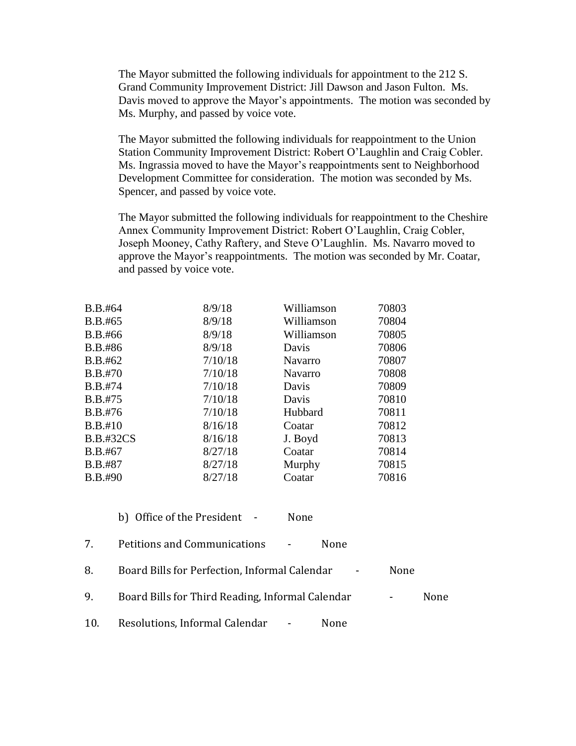The Mayor submitted the following individuals for appointment to the 212 S. Grand Community Improvement District: Jill Dawson and Jason Fulton. Ms. Davis moved to approve the Mayor's appointments. The motion was seconded by Ms. Murphy, and passed by voice vote.

The Mayor submitted the following individuals for reappointment to the Union Station Community Improvement District: Robert O'Laughlin and Craig Cobler. Ms. Ingrassia moved to have the Mayor's reappointments sent to Neighborhood Development Committee for consideration. The motion was seconded by Ms. Spencer, and passed by voice vote.

The Mayor submitted the following individuals for reappointment to the Cheshire Annex Community Improvement District: Robert O'Laughlin, Craig Cobler, Joseph Mooney, Cathy Raftery, and Steve O'Laughlin. Ms. Navarro moved to approve the Mayor's reappointments. The motion was seconded by Mr. Coatar, and passed by voice vote.

| | | | |
|---|---|---|---|
| B.B.#64 | 8/9/18 | Williamson | 70803 |
| B.B.#65 | 8/9/18 | Williamson | 70804 |
| B.B.#66 | 8/9/18 | Williamson | 70805 |
| B.B.#86 | 8/9/18 | Davis | 70806 |
| B.B.#62 | 7/10/18 | Navarro | 70807 |
| B.B.#70 | 7/10/18 | Navarro | 70808 |
| B.B.#74 | 7/10/18 | Davis | 70809 |
| B.B.#75 | 7/10/18 | Davis | 70810 |
| B.B.#76 | 7/10/18 | Hubbard | 70811 |
| B.B.#10 | 8/16/18 | Coatar | 70812 |
| B.B.#32CS | 8/16/18 | J. Boyd | 70813 |
| B.B.#67 | 8/27/18 | Coatar | 70814 |
| B.B.#87 | 8/27/18 | Murphy | 70815 |
| B.B.#90 | 8/27/18 | Coatar | 70816 |

b) Office of the President - None

7. Petitions and Communications - None

8. Board Bills for Perfection, Informal Calendar - None

9. Board Bills for Third Reading, Informal Calendar - None

10. Resolutions, Informal Calendar - None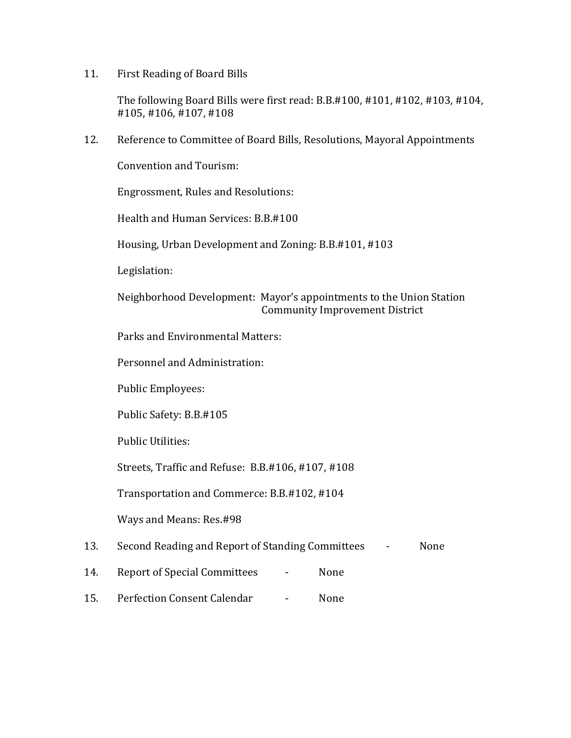11. First Reading of Board Bills

    The following Board Bills were first read: B.B.#100, #101, #102, #103, #104, #105, #106, #107, #108

12. Reference to Committee of Board Bills, Resolutions, Mayoral Appointments

    Convention and Tourism:

    Engrossment, Rules and Resolutions:

    Health and Human Services: B.B.#100

    Housing, Urban Development and Zoning: B.B.#101, #103

    Legislation:

    Neighborhood Development: Mayor's appointments to the Union Station Community Improvement District

    Parks and Environmental Matters:

    Personnel and Administration:

    Public Employees:

    Public Safety: B.B.#105

    Public Utilities:

    Streets, Traffic and Refuse: B.B.#106, #107, #108

    Transportation and Commerce: B.B.#102, #104

    Ways and Means: Res.#98

13. Second Reading and Report of Standing Committees - None

14. Report of Special Committees - None

15. Perfection Consent Calendar - None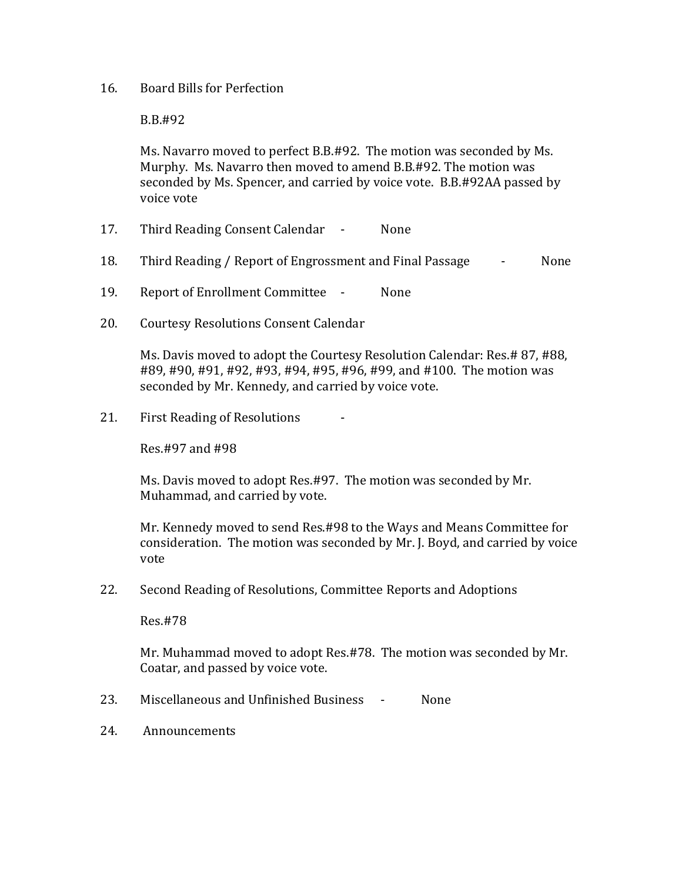16. Board Bills for Perfection

    B.B.#92

    Ms. Navarro moved to perfect B.B.#92. The motion was seconded by Ms. Murphy. Ms. Navarro then moved to amend B.B.#92. The motion was seconded by Ms. Spencer, and carried by voice vote. B.B.#92AA passed by voice vote

17. Third Reading Consent Calendar - None

18. Third Reading / Report of Engrossment and Final Passage - None

19. Report of Enrollment Committee - None

20. Courtesy Resolutions Consent Calendar

    Ms. Davis moved to adopt the Courtesy Resolution Calendar: Res.# 87, #88, #89, #90, #91, #92, #93, #94, #95, #96, #99, and #100. The motion was seconded by Mr. Kennedy, and carried by voice vote.

21. First Reading of Resolutions -

    Res.#97 and #98

    Ms. Davis moved to adopt Res.#97. The motion was seconded by Mr. Muhammad, and carried by vote.

    Mr. Kennedy moved to send Res.#98 to the Ways and Means Committee for consideration. The motion was seconded by Mr. J. Boyd, and carried by voice vote

22. Second Reading of Resolutions, Committee Reports and Adoptions

    Res.#78

    Mr. Muhammad moved to adopt Res.#78. The motion was seconded by Mr. Coatar, and passed by voice vote.

23. Miscellaneous and Unfinished Business - None

24. Announcements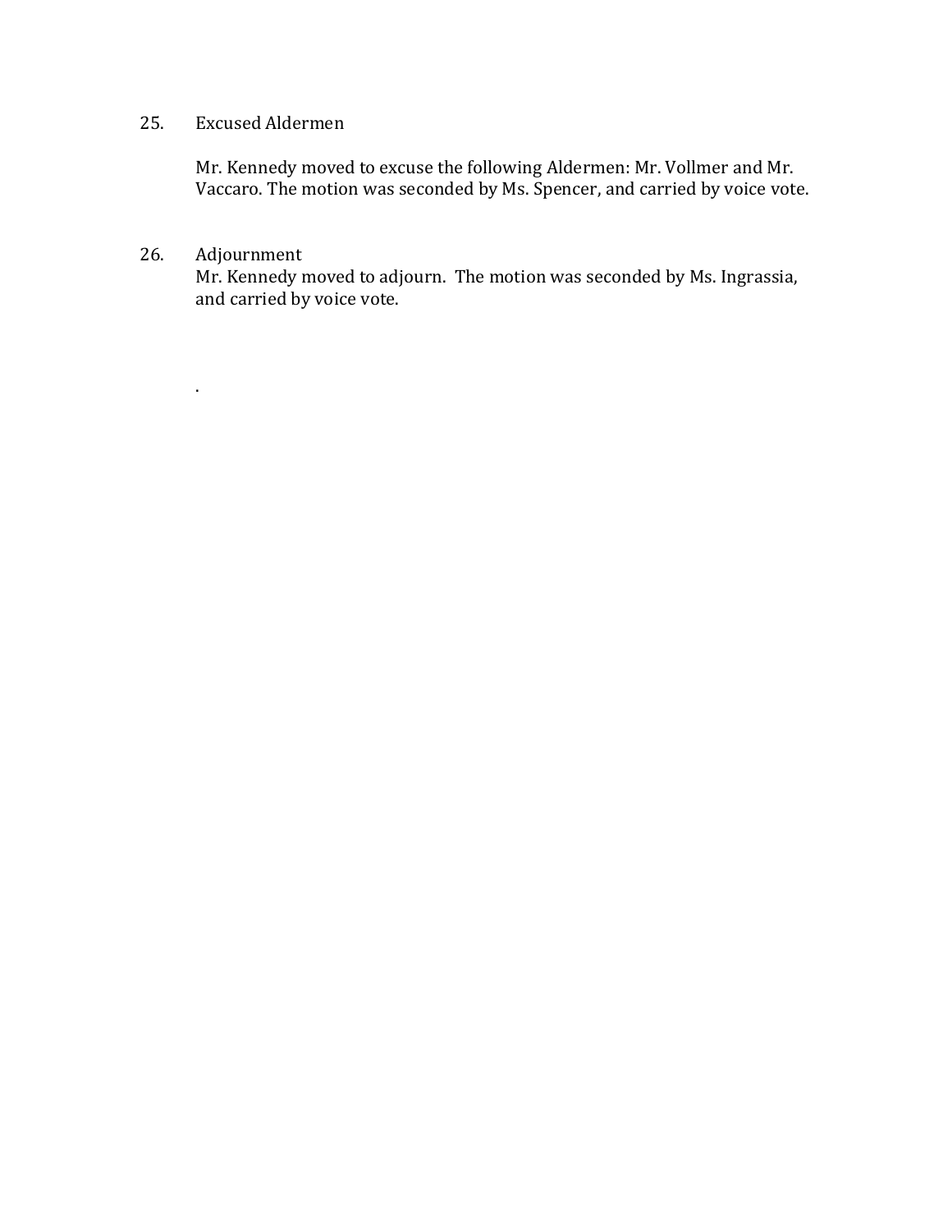25. Excused Aldermen

    Mr. Kennedy moved to excuse the following Aldermen: Mr. Vollmer and Mr. Vaccaro. The motion was seconded by Ms. Spencer, and carried by voice vote.

26. Adjournment

    Mr. Kennedy moved to adjourn. The motion was seconded by Ms. Ingrassia, and carried by voice vote.

.